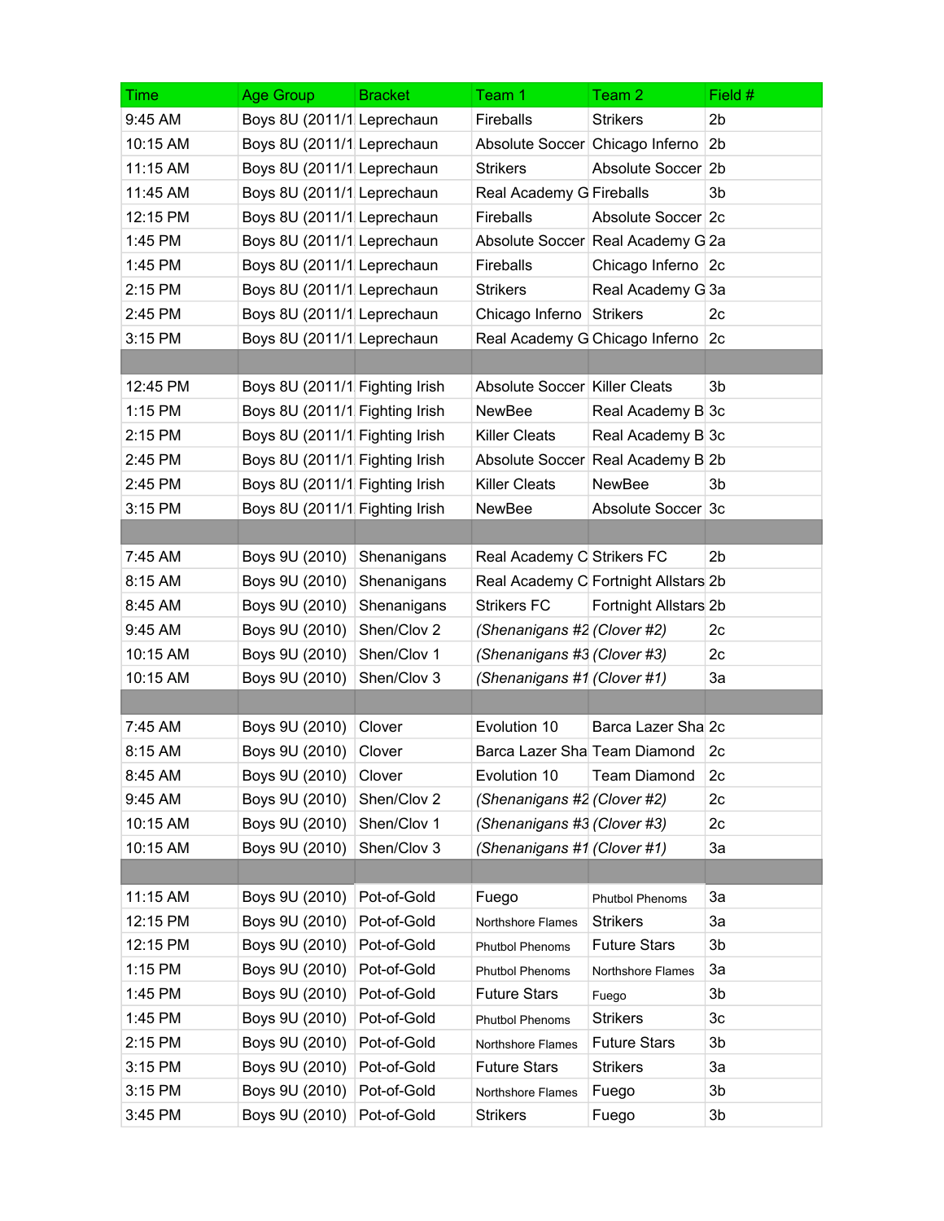| Time | Age Group | Bracket | Team 1 | Team 2 | Field # |
|---|---|---|---|---|---|
| 9:45 AM | Boys 8U (2011/1 | Leprechaun | Fireballs | Strikers | 2b |
| 10:15 AM | Boys 8U (2011/1 | Leprechaun | Absolute Soccer | Chicago Inferno | 2b |
| 11:15 AM | Boys 8U (2011/1 | Leprechaun | Strikers | Absolute Soccer | 2b |
| 11:45 AM | Boys 8U (2011/1 | Leprechaun | Real Academy G | Fireballs | 3b |
| 12:15 PM | Boys 8U (2011/1 | Leprechaun | Fireballs | Absolute Soccer | 2c |
| 1:45 PM | Boys 8U (2011/1 | Leprechaun | Absolute Soccer | Real Academy G | 2a |
| 1:45 PM | Boys 8U (2011/1 | Leprechaun | Fireballs | Chicago Inferno | 2c |
| 2:15 PM | Boys 8U (2011/1 | Leprechaun | Strikers | Real Academy G | 3a |
| 2:45 PM | Boys 8U (2011/1 | Leprechaun | Chicago Inferno | Strikers | 2c |
| 3:15 PM | Boys 8U (2011/1 | Leprechaun | Real Academy G | Chicago Inferno | 2c |
| | | | | | |
| 12:45 PM | Boys 8U (2011/1 | Fighting Irish | Absolute Soccer | Killer Cleats | 3b |
| 1:15 PM | Boys 8U (2011/1 | Fighting Irish | NewBee | Real Academy B | 3c |
| 2:15 PM | Boys 8U (2011/1 | Fighting Irish | Killer Cleats | Real Academy B | 3c |
| 2:45 PM | Boys 8U (2011/1 | Fighting Irish | Absolute Soccer | Real Academy B | 2b |
| 2:45 PM | Boys 8U (2011/1 | Fighting Irish | Killer Cleats | NewBee | 3b |
| 3:15 PM | Boys 8U (2011/1 | Fighting Irish | NewBee | Absolute Soccer | 3c |
| | | | | | |
| 7:45 AM | Boys 9U (2010) | Shenanigans | Real Academy C | Strikers FC | 2b |
| 8:15 AM | Boys 9U (2010) | Shenanigans | Real Academy C | Fortnight Allstars | 2b |
| 8:45 AM | Boys 9U (2010) | Shenanigans | Strikers FC | Fortnight Allstars | 2b |
| 9:45 AM | Boys 9U (2010) | Shen/Clov 2 | *(Shenanigans #2* | *(Clover #2)* | 2c |
| 10:15 AM | Boys 9U (2010) | Shen/Clov 1 | *(Shenanigans #3* | *(Clover #3)* | 2c |
| 10:15 AM | Boys 9U (2010) | Shen/Clov 3 | *(Shenanigans #1* | *(Clover #1)* | 3a |
| | | | | | |
| 7:45 AM | Boys 9U (2010) | Clover | Evolution 10 | Barca Lazer Sha | 2c |
| 8:15 AM | Boys 9U (2010) | Clover | Barca Lazer Sha | Team Diamond | 2c |
| 8:45 AM | Boys 9U (2010) | Clover | Evolution 10 | Team Diamond | 2c |
| 9:45 AM | Boys 9U (2010) | Shen/Clov 2 | *(Shenanigans #2* | *(Clover #2)* | 2c |
| 10:15 AM | Boys 9U (2010) | Shen/Clov 1 | *(Shenanigans #3* | *(Clover #3)* | 2c |
| 10:15 AM | Boys 9U (2010) | Shen/Clov 3 | *(Shenanigans #1* | *(Clover #1)* | 3a |
| | | | | | |
| 11:15 AM | Boys 9U (2010) | Pot-of-Gold | Fuego | Phutbol Phenoms | 3a |
| 12:15 PM | Boys 9U (2010) | Pot-of-Gold | Northshore Flames | Strikers | 3a |
| 12:15 PM | Boys 9U (2010) | Pot-of-Gold | Phutbol Phenoms | Future Stars | 3b |
| 1:15 PM | Boys 9U (2010) | Pot-of-Gold | Phutbol Phenoms | Northshore Flames | 3a |
| 1:45 PM | Boys 9U (2010) | Pot-of-Gold | Future Stars | Fuego | 3b |
| 1:45 PM | Boys 9U (2010) | Pot-of-Gold | Phutbol Phenoms | Strikers | 3c |
| 2:15 PM | Boys 9U (2010) | Pot-of-Gold | Northshore Flames | Future Stars | 3b |
| 3:15 PM | Boys 9U (2010) | Pot-of-Gold | Future Stars | Strikers | 3a |
| 3:15 PM | Boys 9U (2010) | Pot-of-Gold | Northshore Flames | Fuego | 3b |
| 3:45 PM | Boys 9U (2010) | Pot-of-Gold | Strikers | Fuego | 3b |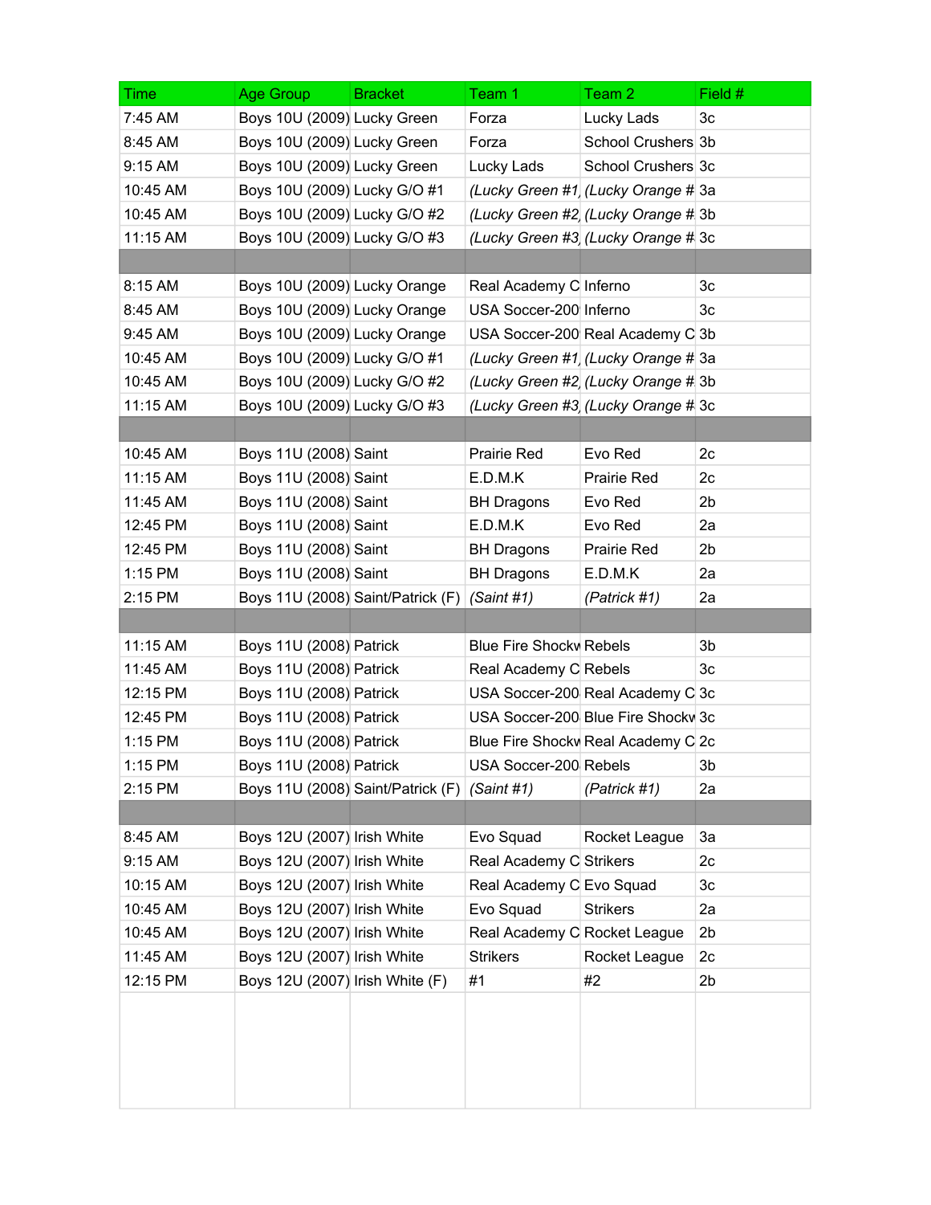| Time | Age Group | Bracket | Team 1 | Team 2 | Field # |
|---|---|---|---|---|---|
| 7:45 AM | Boys 10U (2009) | Lucky Green | Forza | Lucky Lads | 3c |
| 8:45 AM | Boys 10U (2009) | Lucky Green | Forza | School Crushers | 3b |
| 9:15 AM | Boys 10U (2009) | Lucky Green | Lucky Lads | School Crushers | 3c |
| 10:45 AM | Boys 10U (2009) | Lucky G/O #1 | *(Lucky Green #1* | *(Lucky Orange #* | 3a |
| 10:45 AM | Boys 10U (2009) | Lucky G/O #2 | *(Lucky Green #2* | *(Lucky Orange #* | 3b |
| 11:15 AM | Boys 10U (2009) | Lucky G/O #3 | *(Lucky Green #3* | *(Lucky Orange #* | 3c |
| | | | | | |
| 8:15 AM | Boys 10U (2009) | Lucky Orange | Real Academy C | Inferno | 3c |
| 8:45 AM | Boys 10U (2009) | Lucky Orange | USA Soccer-200 | Inferno | 3c |
| 9:45 AM | Boys 10U (2009) | Lucky Orange | USA Soccer-200 | Real Academy C | 3b |
| 10:45 AM | Boys 10U (2009) | Lucky G/O #1 | *(Lucky Green #1* | *(Lucky Orange #* | 3a |
| 10:45 AM | Boys 10U (2009) | Lucky G/O #2 | *(Lucky Green #2* | *(Lucky Orange #* | 3b |
| 11:15 AM | Boys 10U (2009) | Lucky G/O #3 | *(Lucky Green #3* | *(Lucky Orange #* | 3c |
| | | | | | |
| 10:45 AM | Boys 11U (2008) | Saint | Prairie Red | Evo Red | 2c |
| 11:15 AM | Boys 11U (2008) | Saint | E.D.M.K | Prairie Red | 2c |
| 11:45 AM | Boys 11U (2008) | Saint | BH Dragons | Evo Red | 2b |
| 12:45 PM | Boys 11U (2008) | Saint | E.D.M.K | Evo Red | 2a |
| 12:45 PM | Boys 11U (2008) | Saint | BH Dragons | Prairie Red | 2b |
| 1:15 PM | Boys 11U (2008) | Saint | BH Dragons | E.D.M.K | 2a |
| 2:15 PM | Boys 11U (2008) | Saint/Patrick (F) | *(Saint #1)* | *(Patrick #1)* | 2a |
| | | | | | |
| 11:15 AM | Boys 11U (2008) | Patrick | Blue Fire Shockw | Rebels | 3b |
| 11:45 AM | Boys 11U (2008) | Patrick | Real Academy C | Rebels | 3c |
| 12:15 PM | Boys 11U (2008) | Patrick | USA Soccer-200 | Real Academy C | 3c |
| 12:45 PM | Boys 11U (2008) | Patrick | USA Soccer-200 | Blue Fire Shockw | 3c |
| 1:15 PM | Boys 11U (2008) | Patrick | Blue Fire Shockw | Real Academy C | 2c |
| 1:15 PM | Boys 11U (2008) | Patrick | USA Soccer-200 | Rebels | 3b |
| 2:15 PM | Boys 11U (2008) | Saint/Patrick (F) | *(Saint #1)* | *(Patrick #1)* | 2a |
| | | | | | |
| 8:45 AM | Boys 12U (2007) | Irish White | Evo Squad | Rocket League | 3a |
| 9:15 AM | Boys 12U (2007) | Irish White | Real Academy C | Strikers | 2c |
| 10:15 AM | Boys 12U (2007) | Irish White | Real Academy C | Evo Squad | 3c |
| 10:45 AM | Boys 12U (2007) | Irish White | Evo Squad | Strikers | 2a |
| 10:45 AM | Boys 12U (2007) | Irish White | Real Academy C | Rocket League | 2b |
| 11:45 AM | Boys 12U (2007) | Irish White | Strikers | Rocket League | 2c |
| 12:15 PM | Boys 12U (2007) | Irish White (F) | #1 | #2 | 2b |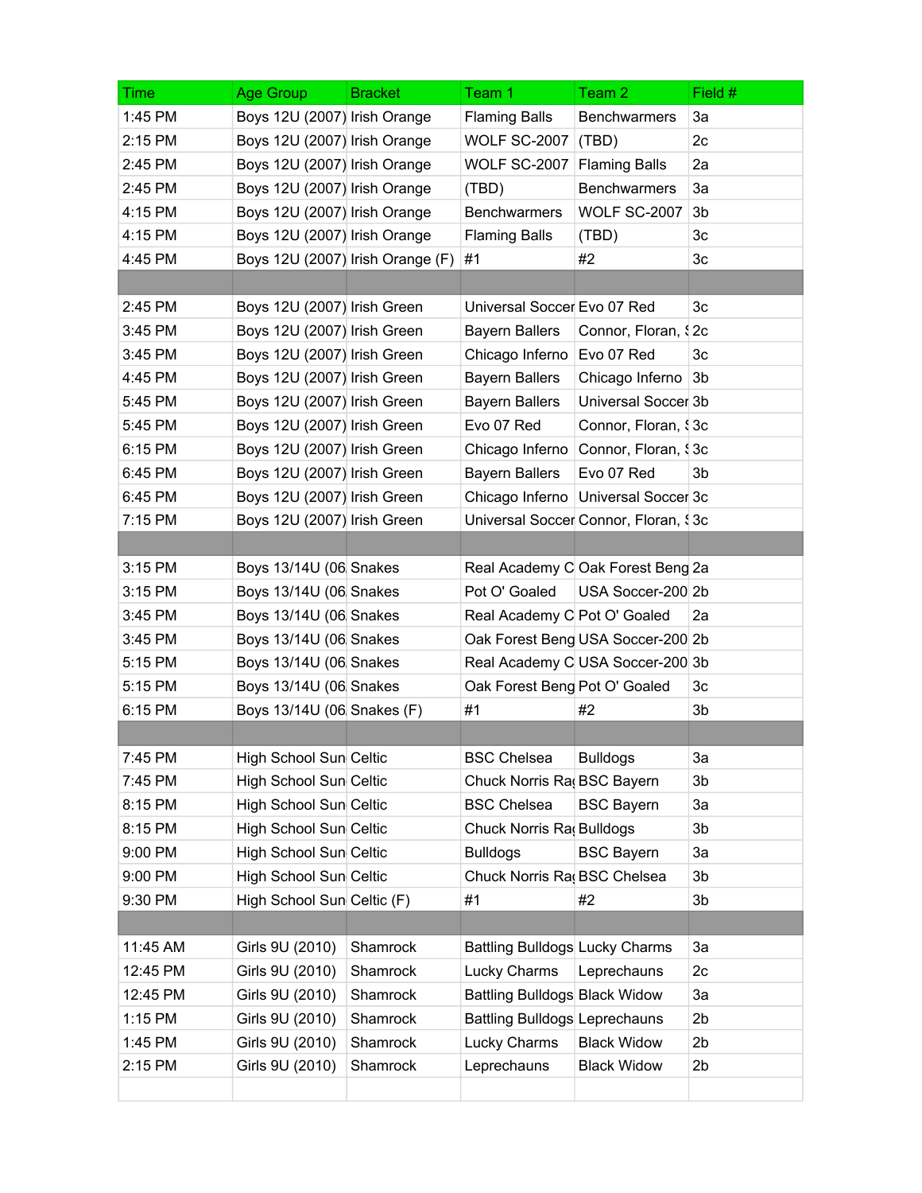| Time | Age Group | Bracket | Team 1 | Team 2 | Field # |
|---|---|---|---|---|---|
| 1:45 PM | Boys 12U (2007) | Irish Orange | Flaming Balls | Benchwarmers | 3a |
| 2:15 PM | Boys 12U (2007) | Irish Orange | WOLF SC-2007 | (TBD) | 2c |
| 2:45 PM | Boys 12U (2007) | Irish Orange | WOLF SC-2007 | Flaming Balls | 2a |
| 2:45 PM | Boys 12U (2007) | Irish Orange | (TBD) | Benchwarmers | 3a |
| 4:15 PM | Boys 12U (2007) | Irish Orange | Benchwarmers | WOLF SC-2007 | 3b |
| 4:15 PM | Boys 12U (2007) | Irish Orange | Flaming Balls | (TBD) | 3c |
| 4:45 PM | Boys 12U (2007) | Irish Orange (F) | #1 | #2 | 3c |
| | | | | | |
| 2:45 PM | Boys 12U (2007) | Irish Green | Universal Soccer | Evo 07 Red | 3c |
| 3:45 PM | Boys 12U (2007) | Irish Green | Bayern Ballers | Connor, Floran, S | 2c |
| 3:45 PM | Boys 12U (2007) | Irish Green | Chicago Inferno | Evo 07 Red | 3c |
| 4:45 PM | Boys 12U (2007) | Irish Green | Bayern Ballers | Chicago Inferno | 3b |
| 5:45 PM | Boys 12U (2007) | Irish Green | Bayern Ballers | Universal Soccer | 3b |
| 5:45 PM | Boys 12U (2007) | Irish Green | Evo 07 Red | Connor, Floran, S | 3c |
| 6:15 PM | Boys 12U (2007) | Irish Green | Chicago Inferno | Connor, Floran, S | 3c |
| 6:45 PM | Boys 12U (2007) | Irish Green | Bayern Ballers | Evo 07 Red | 3b |
| 6:45 PM | Boys 12U (2007) | Irish Green | Chicago Inferno | Universal Soccer | 3c |
| 7:15 PM | Boys 12U (2007) | Irish Green | Universal Soccer | Connor, Floran, S | 3c |
| | | | | | |
| 3:15 PM | Boys 13/14U (06 | Snakes | Real Academy C | Oak Forest Beng | 2a |
| 3:15 PM | Boys 13/14U (06 | Snakes | Pot O' Goaled | USA Soccer-200 | 2b |
| 3:45 PM | Boys 13/14U (06 | Snakes | Real Academy C | Pot O' Goaled | 2a |
| 3:45 PM | Boys 13/14U (06 | Snakes | Oak Forest Beng | USA Soccer-200 | 2b |
| 5:15 PM | Boys 13/14U (06 | Snakes | Real Academy C | USA Soccer-200 | 3b |
| 5:15 PM | Boys 13/14U (06 | Snakes | Oak Forest Beng | Pot O' Goaled | 3c |
| 6:15 PM | Boys 13/14U (06 | Snakes (F) | #1 | #2 | 3b |
| | | | | | |
| 7:45 PM | High School Sun | Celtic | BSC Chelsea | Bulldogs | 3a |
| 7:45 PM | High School Sun | Celtic | Chuck Norris Ra | BSC Bayern | 3b |
| 8:15 PM | High School Sun | Celtic | BSC Chelsea | BSC Bayern | 3a |
| 8:15 PM | High School Sun | Celtic | Chuck Norris Ra | Bulldogs | 3b |
| 9:00 PM | High School Sun | Celtic | Bulldogs | BSC Bayern | 3a |
| 9:00 PM | High School Sun | Celtic | Chuck Norris Ra | BSC Chelsea | 3b |
| 9:30 PM | High School Sun | Celtic (F) | #1 | #2 | 3b |
| | | | | | |
| 11:45 AM | Girls 9U (2010) | Shamrock | Battling Bulldogs | Lucky Charms | 3a |
| 12:45 PM | Girls 9U (2010) | Shamrock | Lucky Charms | Leprechauns | 2c |
| 12:45 PM | Girls 9U (2010) | Shamrock | Battling Bulldogs | Black Widow | 3a |
| 1:15 PM | Girls 9U (2010) | Shamrock | Battling Bulldogs | Leprechauns | 2b |
| 1:45 PM | Girls 9U (2010) | Shamrock | Lucky Charms | Black Widow | 2b |
| 2:15 PM | Girls 9U (2010) | Shamrock | Leprechauns | Black Widow | 2b |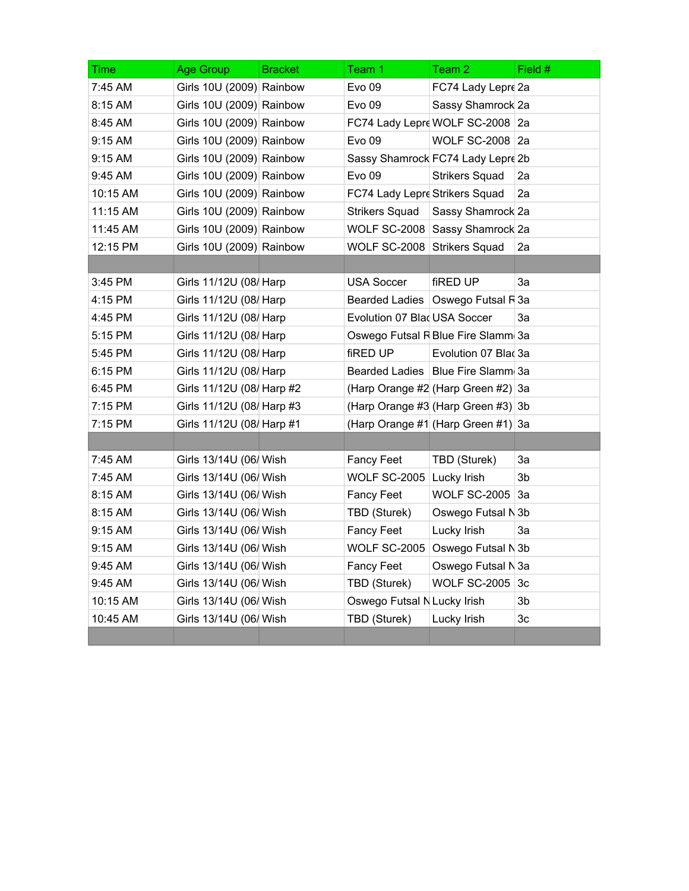| Time | Age Group | Bracket | Team 1 | Team 2 | Field # |
|---|---|---|---|---|---|
| 7:45 AM | Girls 10U (2009) | Rainbow | Evo 09 | FC74 Lady Lepre | 2a |
| 8:15 AM | Girls 10U (2009) | Rainbow | Evo 09 | Sassy Shamrock | 2a |
| 8:45 AM | Girls 10U (2009) | Rainbow | FC74 Lady Lepre | WOLF SC-2008 | 2a |
| 9:15 AM | Girls 10U (2009) | Rainbow | Evo 09 | WOLF SC-2008 | 2a |
| 9:15 AM | Girls 10U (2009) | Rainbow | Sassy Shamrock | FC74 Lady Lepre | 2b |
| 9:45 AM | Girls 10U (2009) | Rainbow | Evo 09 | Strikers Squad | 2a |
| 10:15 AM | Girls 10U (2009) | Rainbow | FC74 Lady Lepre | Strikers Squad | 2a |
| 11:15 AM | Girls 10U (2009) | Rainbow | Strikers Squad | Sassy Shamrock | 2a |
| 11:45 AM | Girls 10U (2009) | Rainbow | WOLF SC-2008 | Sassy Shamrock | 2a |
| 12:15 PM | Girls 10U (2009) | Rainbow | WOLF SC-2008 | Strikers Squad | 2a |
| | | | | | |
| 3:45 PM | Girls 11/12U (08/ | Harp | USA Soccer | fiRED UP | 3a |
| 4:15 PM | Girls 11/12U (08/ | Harp | Bearded Ladies | Oswego Futsal R | 3a |
| 4:45 PM | Girls 11/12U (08/ | Harp | Evolution 07 Blac | USA Soccer | 3a |
| 5:15 PM | Girls 11/12U (08/ | Harp | Oswego Futsal R | Blue Fire Slamm | 3a |
| 5:45 PM | Girls 11/12U (08/ | Harp | fiRED UP | Evolution 07 Blac | 3a |
| 6:15 PM | Girls 11/12U (08/ | Harp | Bearded Ladies | Blue Fire Slamm | 3a |
| 6:45 PM | Girls 11/12U (08/ | Harp #2 | (Harp Orange #2 | (Harp Green #2) | 3a |
| 7:15 PM | Girls 11/12U (08/ | Harp #3 | (Harp Orange #3 | (Harp Green #3) | 3b |
| 7:15 PM | Girls 11/12U (08/ | Harp #1 | (Harp Orange #1 | (Harp Green #1) | 3a |
| | | | | | |
| 7:45 AM | Girls 13/14U (06/ | Wish | Fancy Feet | TBD (Sturek) | 3a |
| 7:45 AM | Girls 13/14U (06/ | Wish | WOLF SC-2005 | Lucky Irish | 3b |
| 8:15 AM | Girls 13/14U (06/ | Wish | Fancy Feet | WOLF SC-2005 | 3a |
| 8:15 AM | Girls 13/14U (06/ | Wish | TBD (Sturek) | Oswego Futsal N | 3b |
| 9:15 AM | Girls 13/14U (06/ | Wish | Fancy Feet | Lucky Irish | 3a |
| 9:15 AM | Girls 13/14U (06/ | Wish | WOLF SC-2005 | Oswego Futsal N | 3b |
| 9:45 AM | Girls 13/14U (06/ | Wish | Fancy Feet | Oswego Futsal N | 3a |
| 9:45 AM | Girls 13/14U (06/ | Wish | TBD (Sturek) | WOLF SC-2005 | 3c |
| 10:15 AM | Girls 13/14U (06/ | Wish | Oswego Futsal N | Lucky Irish | 3b |
| 10:45 AM | Girls 13/14U (06/ | Wish | TBD (Sturek) | Lucky Irish | 3c |
| | | | | | |